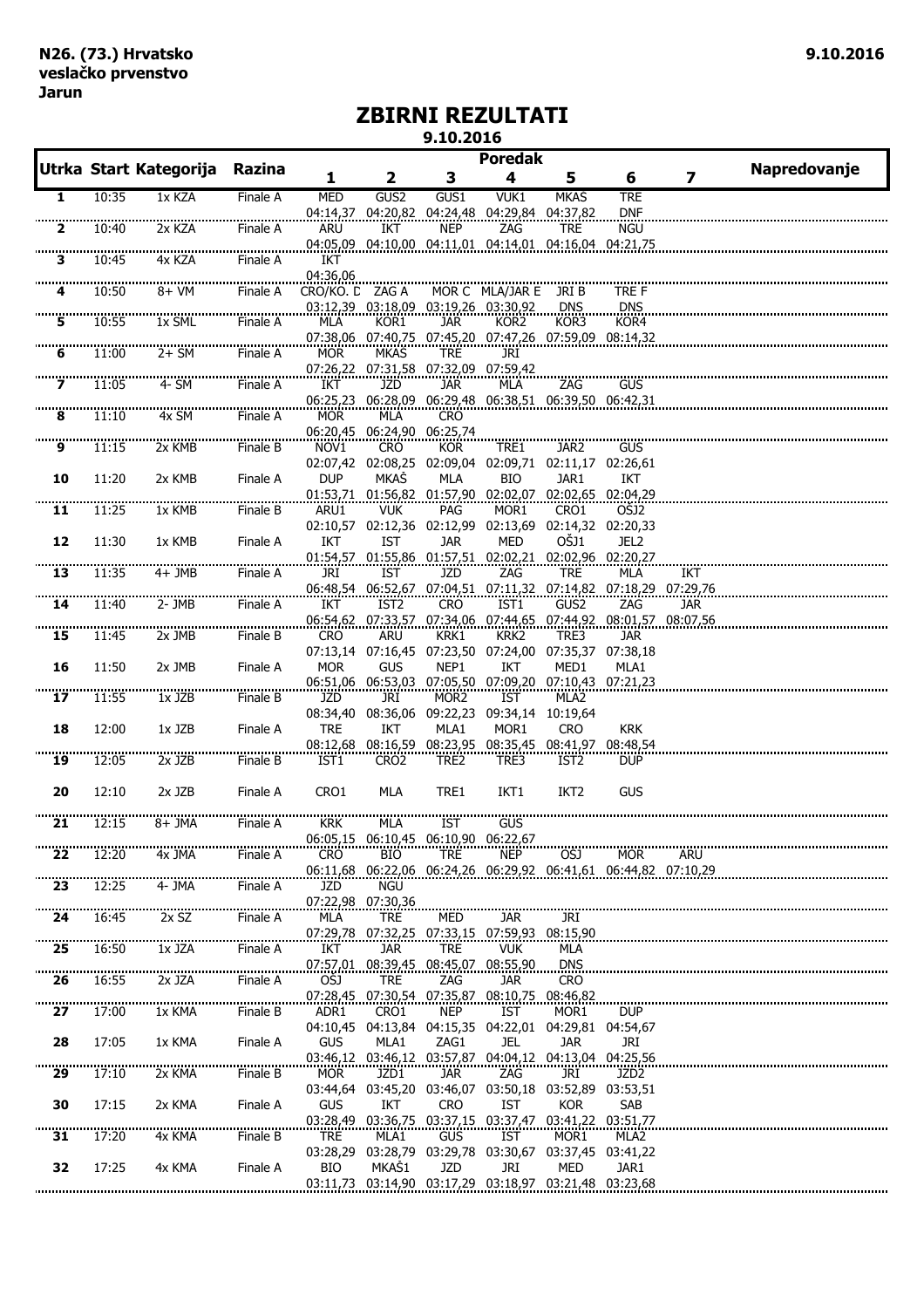**N26. (73.) Hrvatsko veslačko prvenstvo Jarun**

**9.10.2016**

# ZBIRNI REZULTATI

**9.10.2016**

| Utrka | Start | Kategorija | Razina | Poredak 1 | 2 | 3 | 4 | 5 | 6 | 7 | Napredovanje |
|---|---|---|---|---|---|---|---|---|---|---|---|
| 1 | 10:35 | 1x KZA | Finale A | MED 04:14,37 | GUS2 04:20,82 | GUS1 04:24,48 | VUK1 04:29,84 | MKAS 04:37,82 | TRE DNF | | |
| 2 | 10:40 | 2x KZA | Finale A | ARU 04:05,09 | IKT 04:10,00 | NEP 04:11,01 | ZAG 04:14,01 | TRE 04:16,04 | NGU 04:21,75 | | |
| 3 | 10:45 | 4x KZA | Finale A | IKT 04:36,06 | | | | | | | |
| 4 | 10:50 | 8+ VM | Finale A | CRO/KO. D 03:12,39 | ZAG A 03:18,09 | MOR C 03:19,26 | MLA/JAR E 03:30,92 | JRI B DNS | TRE F DNS | | |
| 5 | 10:55 | 1x SML | Finale A | MLA 07:38,06 | KOR1 07:40,75 | JAR 07:45,20 | KOR2 07:47,26 | KOR3 07:59,09 | KOR4 08:14,32 | | |
| 6 | 11:00 | 2+ SM | Finale A | MOR 07:26,22 | MKAS 07:31,58 | TRE 07:32,09 | JRI 07:59,42 | | | | |
| 7 | 11:05 | 4- SM | Finale A | IKT 06:25,23 | JZD 06:28,09 | JAR 06:29,48 | MLA 06:38,51 | ZAG 06:39,50 | GUS 06:42,31 | | |
| 8 | 11:10 | 4x SM | Finale A | MOR 06:20,45 | MLA 06:24,90 | CRO 06:25,74 | | | | | |
| 9 | 11:15 | 2x KMB | Finale B | NOV1 02:07,42 | CRO 02:08,25 | KOR 02:09,04 | TRE1 02:09,71 | JAR2 02:11,17 | GUS 02:26,61 | | |
| 10 | 11:20 | 2x KMB | Finale A | DUP 01:53,71 | MKAŠ 01:56,82 | MLA 01:57,90 | BIO 02:02,07 | JAR1 02:02,65 | IKT 02:04,29 | | |
| 11 | 11:25 | 1x KMB | Finale B | ARU1 02:10,57 | VUK 02:12,36 | PAG 02:12,99 | MOR1 02:13,69 | CRO1 02:14,32 | OŠJ2 02:20,33 | | |
| 12 | 11:30 | 1x KMB | Finale A | IKT 01:54,57 | IST 01:55,86 | JAR 01:57,51 | MED 02:02,21 | OŠJ1 02:02,96 | JEL2 02:20,27 | | |
| 13 | 11:35 | 4+ JMB | Finale A | JRI 06:48,54 | IST 06:52,67 | JZD 07:04,51 | ZAG 07:11,32 | TRE 07:14,82 | MLA 07:18,29 | IKT 07:29,76 | |
| 14 | 11:40 | 2- JMB | Finale A | IKT 06:54,62 | IST2 07:33,57 | CRO 07:34,06 | IST1 07:44,65 | GUS2 07:44,92 | ZAG 08:01,57 | JAR 08:07,56 | |
| 15 | 11:45 | 2x JMB | Finale B | CRO 07:13,14 | ARU 07:16,45 | KRK1 07:23,50 | KRK2 07:24,00 | TRE3 07:35,37 | JAR 07:38,18 | | |
| 16 | 11:50 | 2x JMB | Finale A | MOR 06:51,06 | GUS 06:53,03 | NEP1 07:05,50 | IKT 07:09,20 | MED1 07:10,43 | MLA1 07:21,23 | | |
| 17 | 11:55 | 1x JZB | Finale B | JZD 08:34,40 | JRI 08:36,06 | MOR2 09:22,23 | IST 09:34,14 | MLA2 10:19,64 | | | |
| 18 | 12:00 | 1x JZB | Finale A | TRE 08:12,68 | IKT 08:16,59 | MLA1 08:23,95 | MOR1 08:35,45 | CRO 08:41,97 | KRK 08:48,54 | | |
| 19 | 12:05 | 2x JZB | Finale B | IST1 | CRO2 | TRE2 | TRE3 | IST2 | DUP | | |
| 20 | 12:10 | 2x JZB | Finale A | CRO1 | MLA | TRE1 | IKT1 | IKT2 | GUS | | |
| 21 | 12:15 | 8+ JMA | Finale A | KRK 06:05,15 | MLA 06:10,45 | IST 06:10,90 | GUS 06:22,67 | | | | |
| 22 | 12:20 | 4x JMA | Finale A | CRO 06:11,68 | BIO 06:22,06 | TRE 06:24,26 | NEP 06:29,92 | OSJ 06:41,61 | MOR 06:44,82 | ARU 07:10,29 | |
| 23 | 12:25 | 4- JMA | Finale A | JZD 07:22,98 | NGU 07:30,36 | | | | | | |
| 24 | 16:45 | 2x SZ | Finale A | MLA 07:29,78 | TRE 07:32,25 | MED 07:33,15 | JAR 07:59,93 | JRI 08:15,90 | | | |
| 25 | 16:50 | 1x JZA | Finale A | IKT 07:57,01 | JAR 08:39,45 | TRE 08:45,07 | VUK 08:55,90 | MLA DNS | | | |
| 26 | 16:55 | 2x JZA | Finale A | OSJ 07:28,45 | TRE 07:30,54 | ZAG 07:35,87 | JAR 08:10,75 | CRO 08:46,82 | | | |
| 27 | 17:00 | 1x KMA | Finale B | ADR1 04:10,45 | CRO1 04:13,84 | NEP 04:15,35 | IST 04:22,01 | MOR1 04:29,81 | DUP 04:54,67 | | |
| 28 | 17:05 | 1x KMA | Finale A | GUS 03:46,12 | MLA1 03:46,12 | ZAG1 03:57,87 | JEL 04:04,12 | JAR 04:13,04 | JRI 04:25,56 | | |
| 29 | 17:10 | 2x KMA | Finale B | MOR 03:44,64 | JZD1 03:45,20 | JAR 03:46,07 | ZAG 03:50,18 | JRI 03:52,89 | JZD2 03:53,51 | | |
| 30 | 17:15 | 2x KMA | Finale A | GUS 03:28,49 | IKT 03:36,75 | CRO 03:37,15 | IST 03:37,47 | KOR 03:41,22 | SAB 03:51,77 | | |
| 31 | 17:20 | 4x KMA | Finale B | TRE 03:28,29 | MLA1 03:28,79 | GUS 03:29,78 | IST 03:30,67 | MOR1 03:37,45 | MLA2 03:41,22 | | |
| 32 | 17:25 | 4x KMA | Finale A | BIO 03:11,73 | MKAŠ1 03:14,90 | JZD 03:17,29 | JRI 03:18,97 | MED 03:21,48 | JAR1 03:23,68 | | |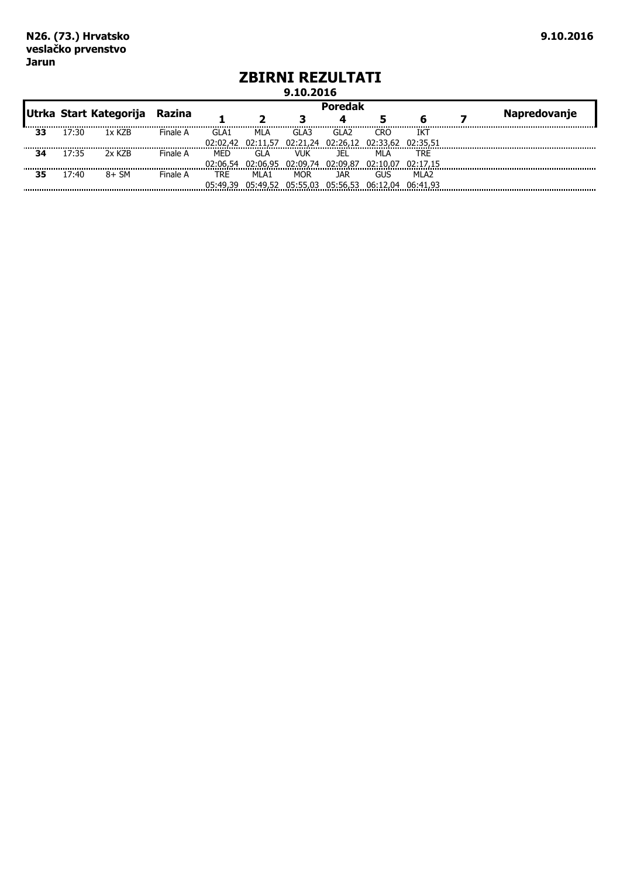**N26. (73.) Hrvatsko veslačko prvenstvo Jarun**

**9.10.2016**

# ZBIRNI REZULTATI

**9.10.2016**

| Utrka | Start | Kategorija | Razina | Poredak 1 | 2 | 3 | 4 | 5 | 6 | 7 | Napredovanje |
|---|---|---|---|---|---|---|---|---|---|---|---|
| **33** | 17:30 | 1x KZB | Finale A | GLA1<br>02:02,42 | MLA<br>02:11,57 | GLA3<br>02:21,24 | GLA2<br>02:26,12 | CRO<br>02:33,62 | IKT<br>02:35,51 | | |
| **34** | 17:35 | 2x KZB | Finale A | MED<br>02:06,54 | GLA<br>02:06,95 | VUK<br>02:09,74 | JEL<br>02:09,87 | MLA<br>02:10,07 | TRE<br>02:17,15 | | |
| **35** | 17:40 | 8+ SM | Finale A | TRE<br>05:49,39 | MLA1<br>05:49,52 | MOR<br>05:55,03 | JAR<br>05:56,53 | GUS<br>06:12,04 | MLA2<br>06:41,93 | | |